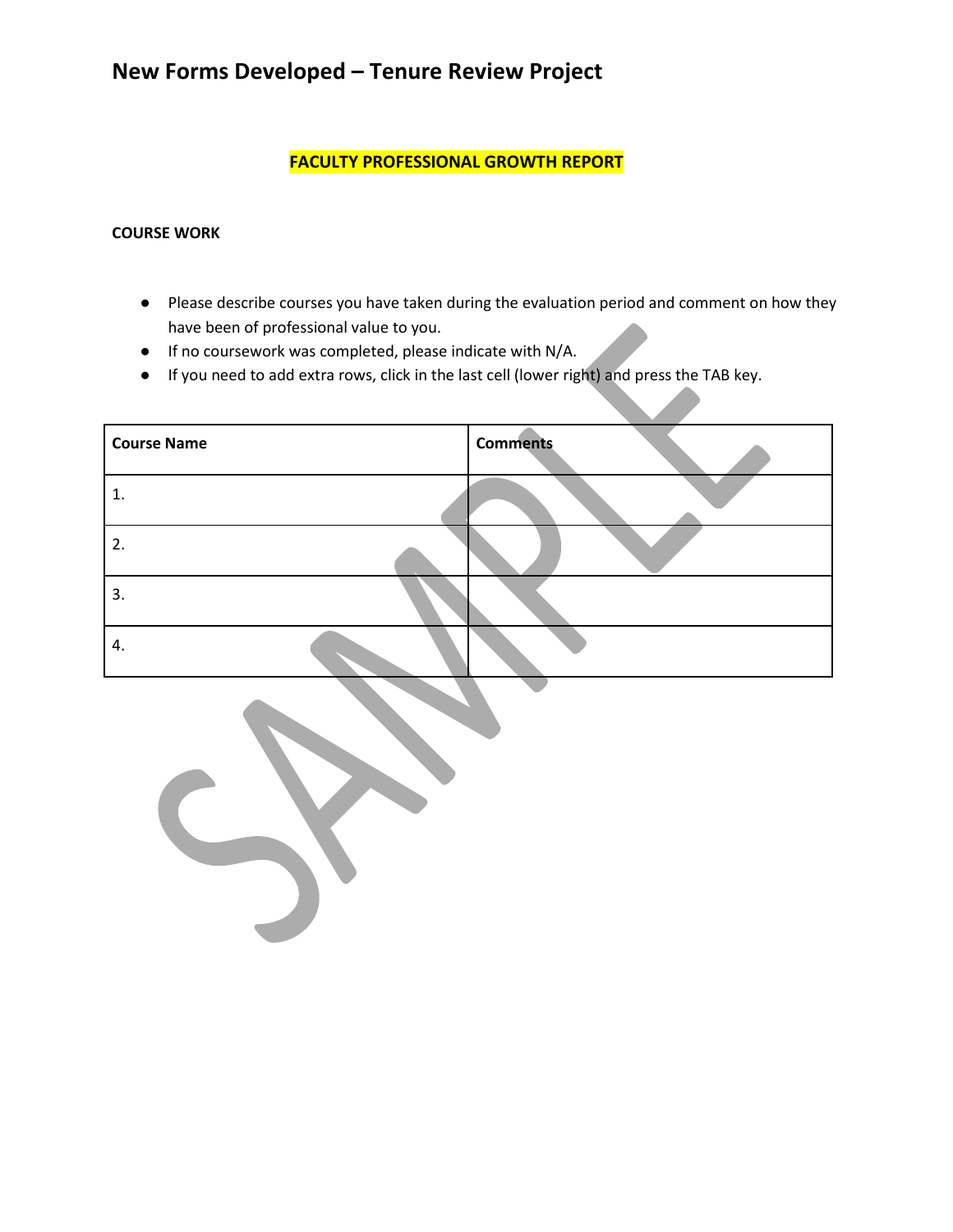# New Forms Developed – Tenure Review Project

## FACULTY PROFESSIONAL GROWTH REPORT

**COURSE WORK**

- Please describe courses you have taken during the evaluation period and comment on how they have been of professional value to you.
- If no coursework was completed, please indicate with N/A.
- If you need to add extra rows, click in the last cell (lower right) and press the TAB key.

| Course Name | Comments |
|---|---|
| 1. | |
| 2. | |
| 3. | |
| 4. | |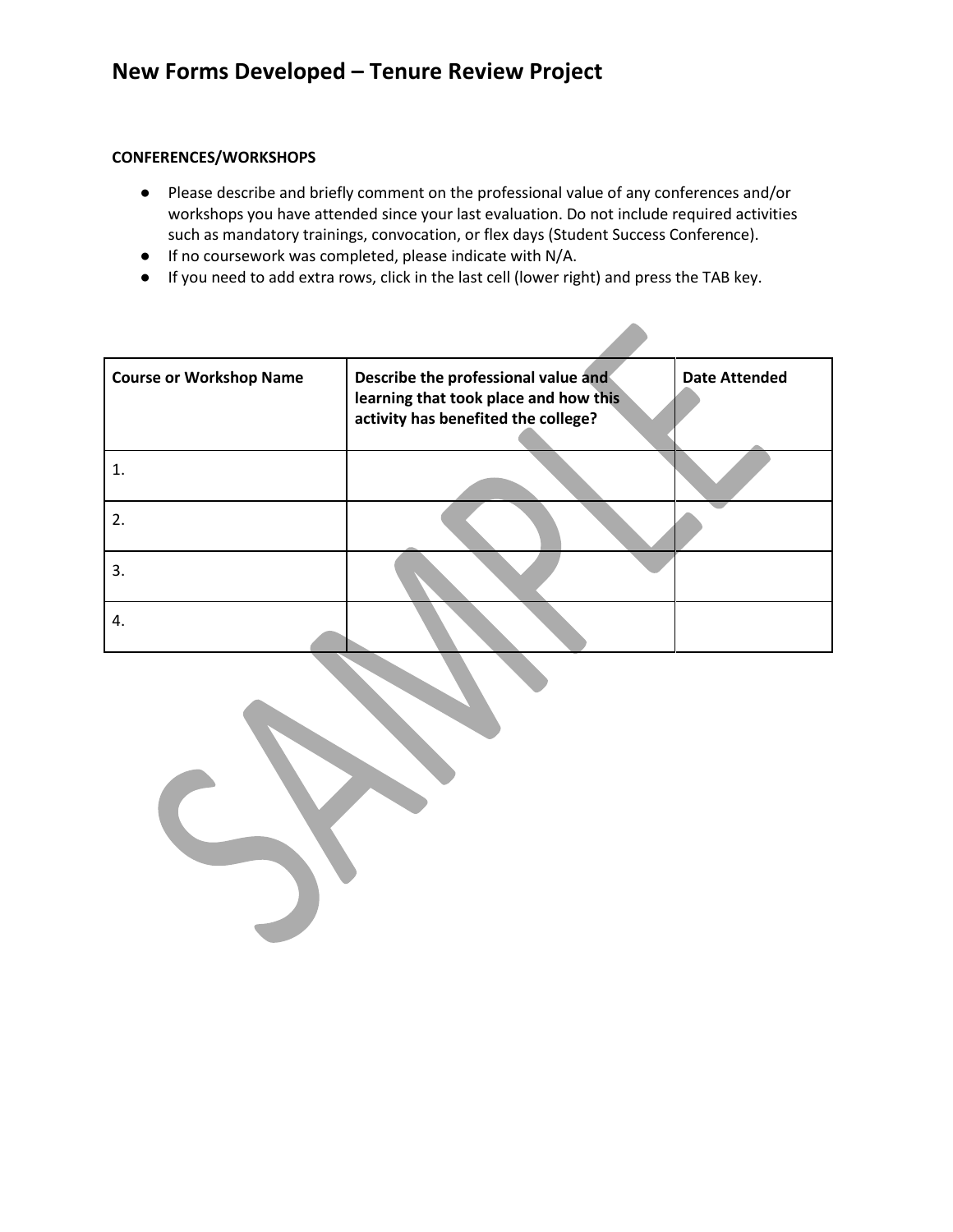# New Forms Developed – Tenure Review Project

**CONFERENCES/WORKSHOPS**

- Please describe and briefly comment on the professional value of any conferences and/or workshops you have attended since your last evaluation. Do not include required activities such as mandatory trainings, convocation, or flex days (Student Success Conference).
- If no coursework was completed, please indicate with N/A.
- If you need to add extra rows, click in the last cell (lower right) and press the TAB key.

| Course or Workshop Name | Describe the professional value and learning that took place and how this activity has benefited the college? | Date Attended |
|---|---|---|
| 1. | | |
| 2. | | |
| 3. | | |
| 4. | | |

SAMPLE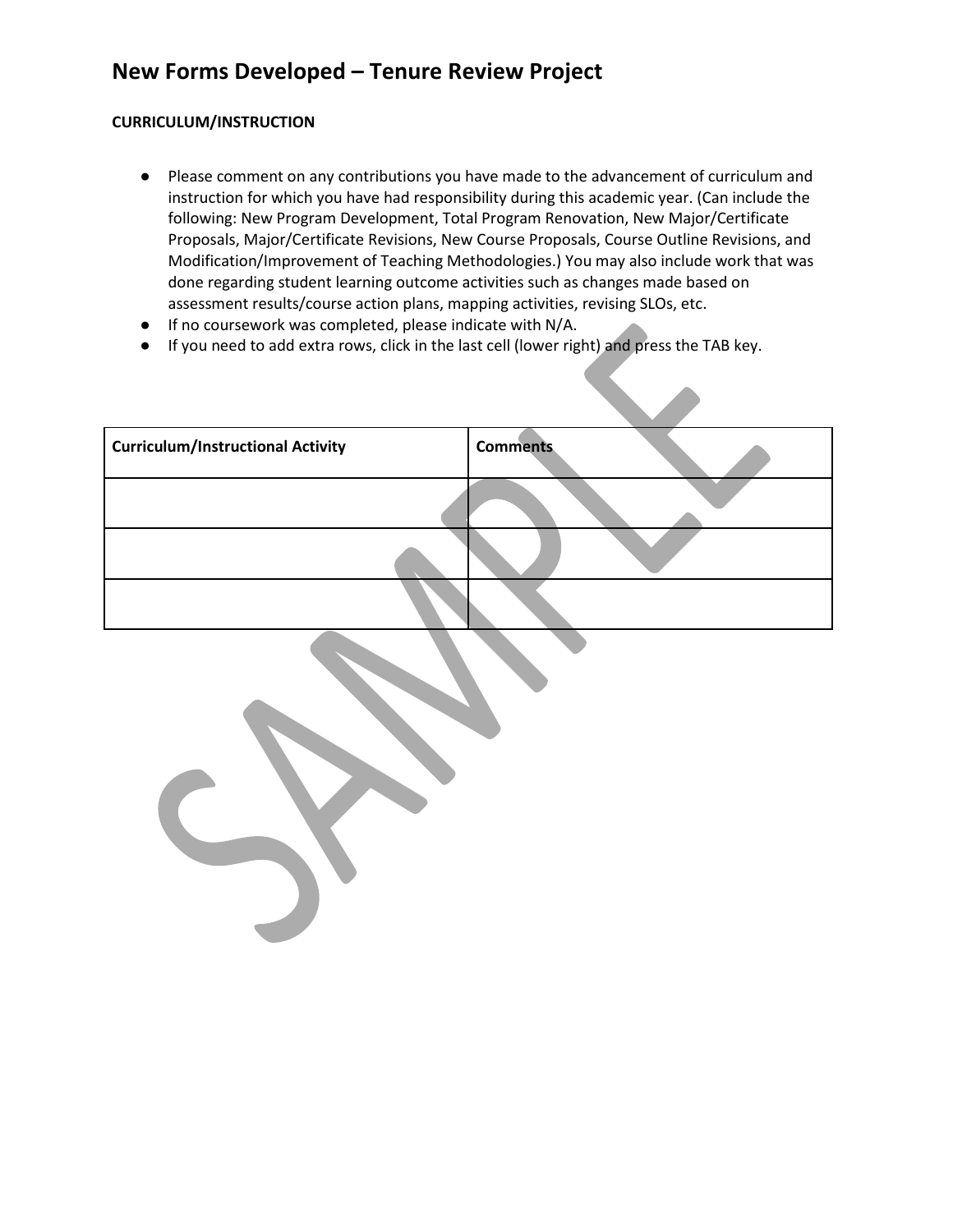# New Forms Developed – Tenure Review Project

**CURRICULUM/INSTRUCTION**

- Please comment on any contributions you have made to the advancement of curriculum and instruction for which you have had responsibility during this academic year. (Can include the following: New Program Development, Total Program Renovation, New Major/Certificate Proposals, Major/Certificate Revisions, New Course Proposals, Course Outline Revisions, and Modification/Improvement of Teaching Methodologies.) You may also include work that was done regarding student learning outcome activities such as changes made based on assessment results/course action plans, mapping activities, revising SLOs, etc.
- If no coursework was completed, please indicate with N/A.
- If you need to add extra rows, click in the last cell (lower right) and press the TAB key.

| Curriculum/Instructional Activity | Comments |
| --- | --- |
| | |
| | |
| | |

SAMPLE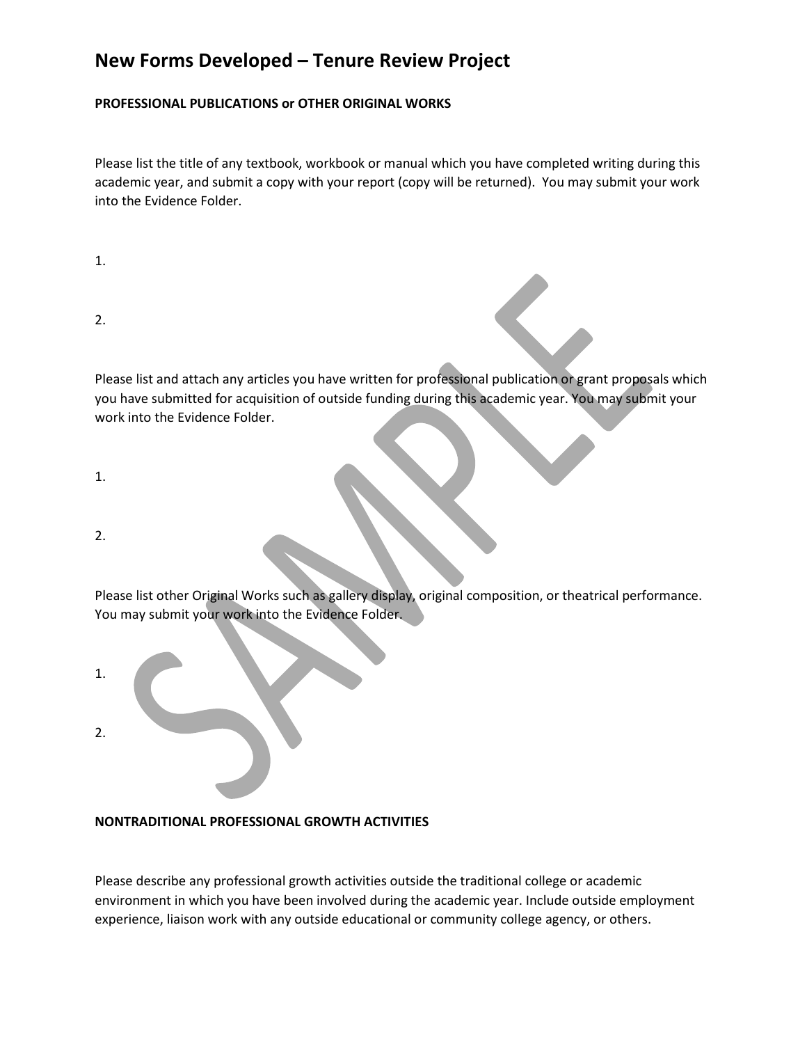# New Forms Developed – Tenure Review Project

**PROFESSIONAL PUBLICATIONS or OTHER ORIGINAL WORKS**

Please list the title of any textbook, workbook or manual which you have completed writing during this academic year, and submit a copy with your report (copy will be returned). You may submit your work into the Evidence Folder.

1.

2.

Please list and attach any articles you have written for professional publication or grant proposals which you have submitted for acquisition of outside funding during this academic year. You may submit your work into the Evidence Folder.

1.

2.

Please list other Original Works such as gallery display, original composition, or theatrical performance. You may submit your work into the Evidence Folder.

1.

2.

**NONTRADITIONAL PROFESSIONAL GROWTH ACTIVITIES**

Please describe any professional growth activities outside the traditional college or academic environment in which you have been involved during the academic year. Include outside employment experience, liaison work with any outside educational or community college agency, or others.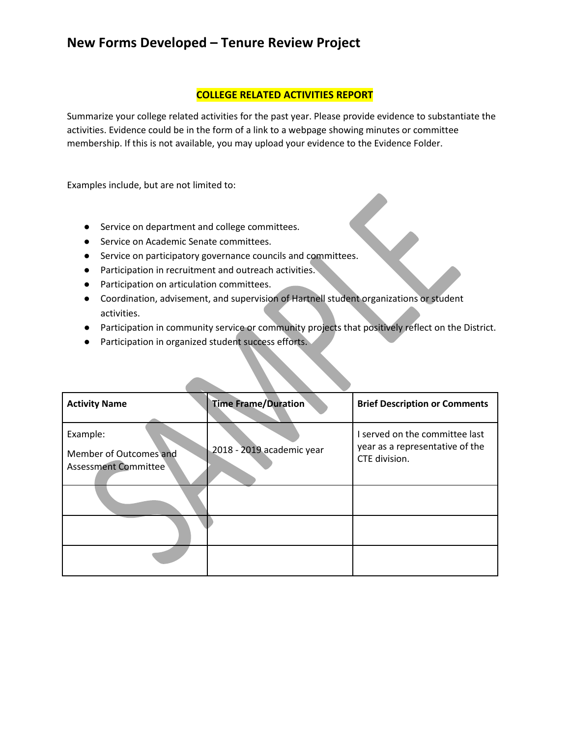# New Forms Developed – Tenure Review Project

**COLLEGE RELATED ACTIVITIES REPORT**

Summarize your college related activities for the past year. Please provide evidence to substantiate the activities. Evidence could be in the form of a link to a webpage showing minutes or committee membership. If this is not available, you may upload your evidence to the Evidence Folder.

Examples include, but are not limited to:

- Service on department and college committees.
- Service on Academic Senate committees.
- Service on participatory governance councils and committees.
- Participation in recruitment and outreach activities.
- Participation on articulation committees.
- Coordination, advisement, and supervision of Hartnell student organizations or student activities.
- Participation in community service or community projects that positively reflect on the District.
- Participation in organized student success efforts.

| Activity Name | Time Frame/Duration | Brief Description or Comments |
|---|---|---|
| Example: Member of Outcomes and Assessment Committee | 2018 - 2019 academic year | I served on the committee last year as a representative of the CTE division. |
| | | |
| | | |
| | | |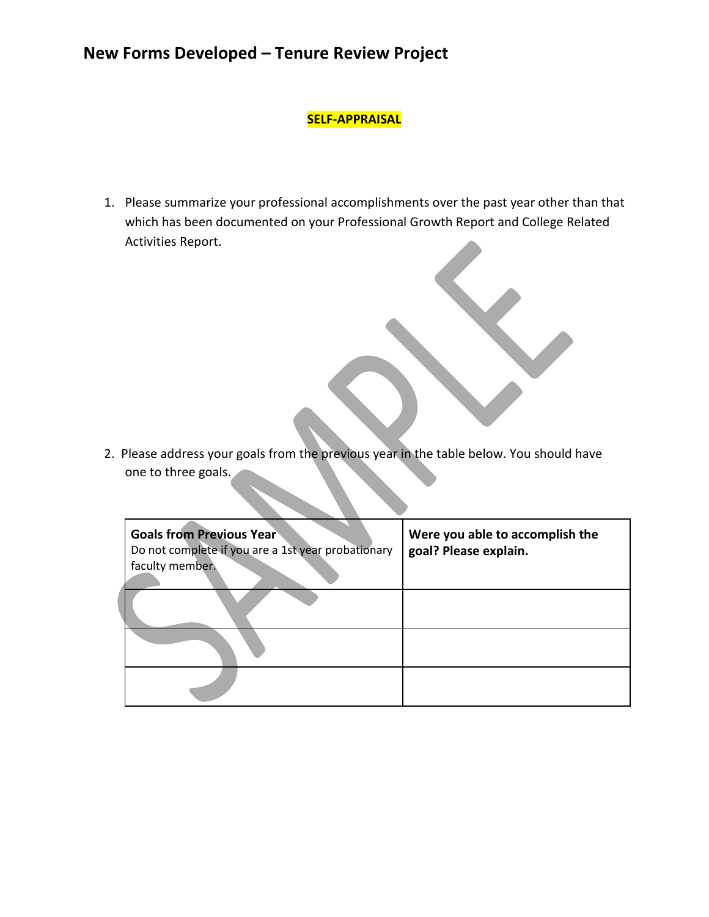# New Forms Developed – Tenure Review Project

**SELF-APPRAISAL**

1. Please summarize your professional accomplishments over the past year other than that which has been documented on your Professional Growth Report and College Related Activities Report.

2. Please address your goals from the previous year in the table below. You should have one to three goals.

| **Goals from Previous Year** Do not complete if you are a 1st year probationary faculty member. | **Were you able to accomplish the goal? Please explain.** |
|---|---|
| | |
| | |
| | |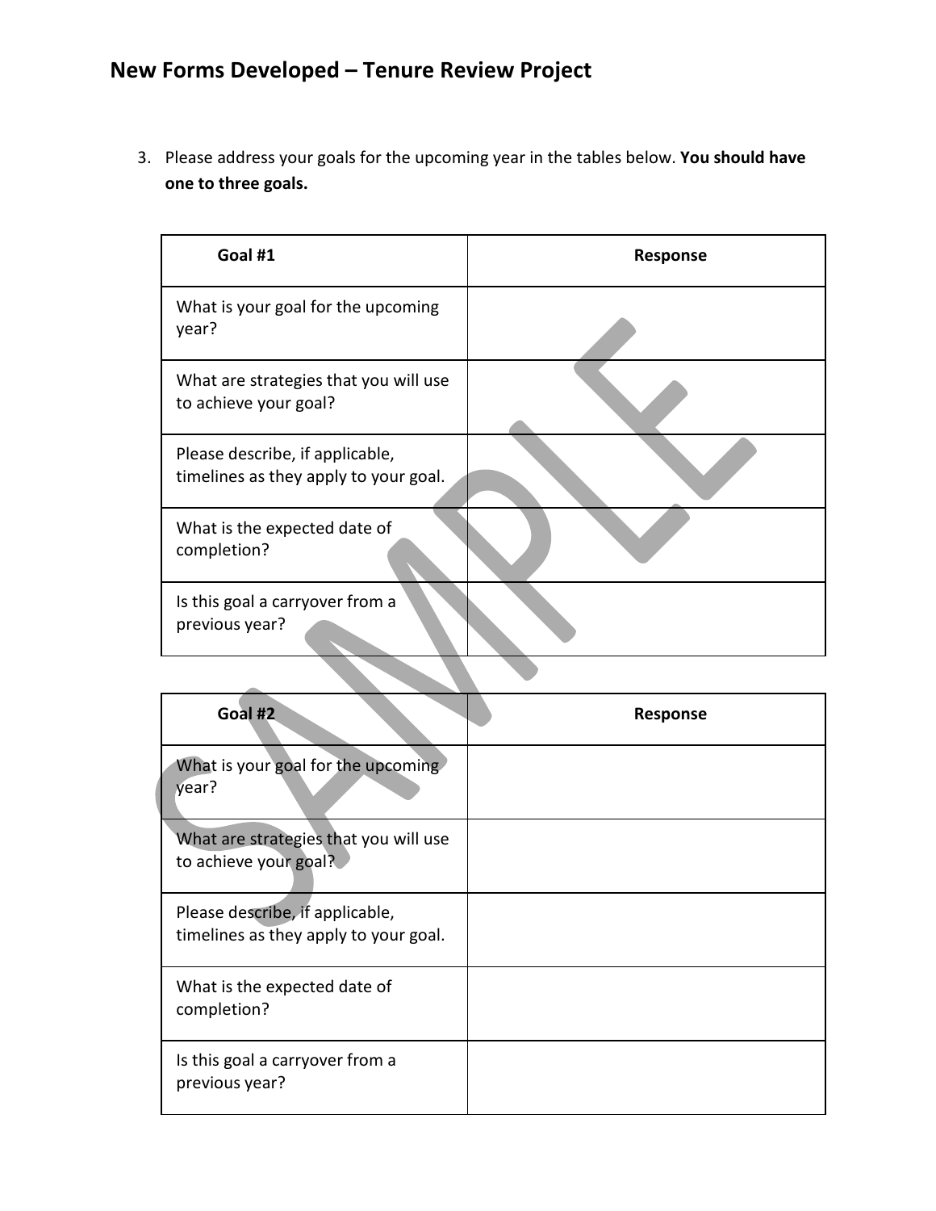## New Forms Developed – Tenure Review Project

3. Please address your goals for the upcoming year in the tables below. **You should have one to three goals.**

| Goal #1 | Response |
|---|---|
| What is your goal for the upcoming year? | |
| What are strategies that you will use to achieve your goal? | |
| Please describe, if applicable, timelines as they apply to your goal. | |
| What is the expected date of completion? | |
| Is this goal a carryover from a previous year? | |

| Goal #2 | Response |
|---|---|
| What is your goal for the upcoming year? | |
| What are strategies that you will use to achieve your goal? | |
| Please describe, if applicable, timelines as they apply to your goal. | |
| What is the expected date of completion? | |
| Is this goal a carryover from a previous year? | |

SAMPLE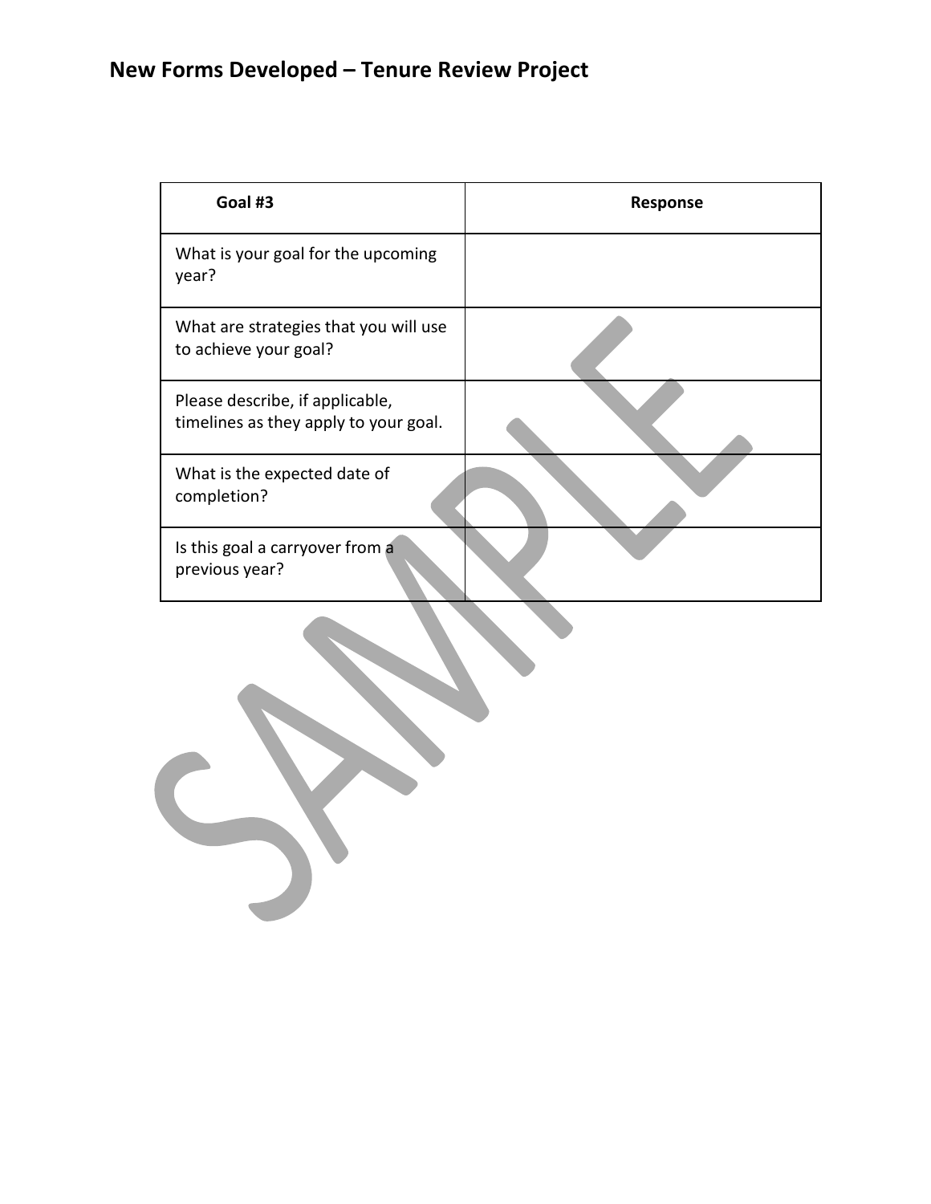# New Forms Developed – Tenure Review Project

| Goal #3 | Response |
| --- | --- |
| What is your goal for the upcoming year? | |
| What are strategies that you will use to achieve your goal? | |
| Please describe, if applicable, timelines as they apply to your goal. | |
| What is the expected date of completion? | |
| Is this goal a carryover from a previous year? | |

SAMPLE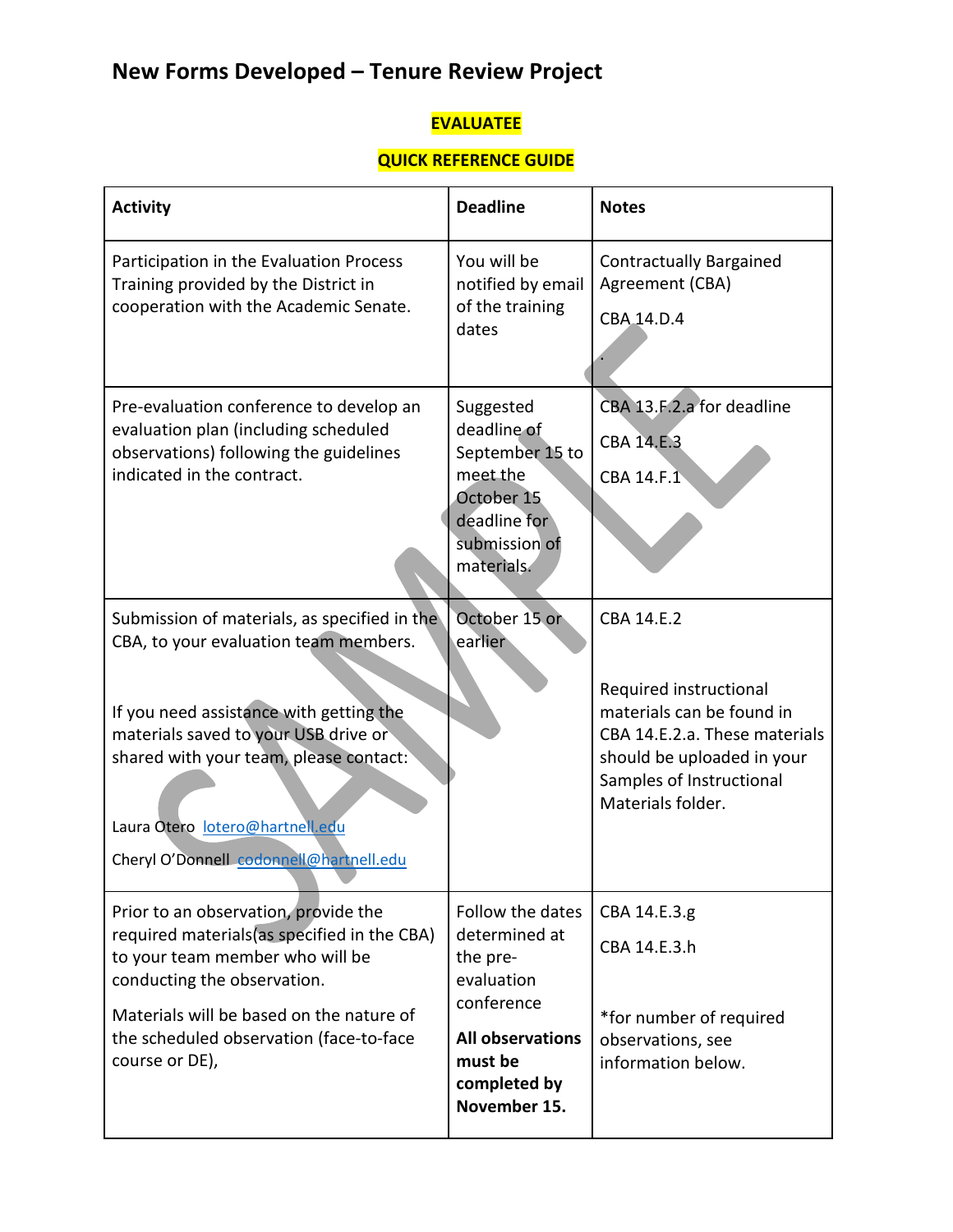# New Forms Developed – Tenure Review Project

**EVALUATEE**

**QUICK REFERENCE GUIDE**

| Activity | Deadline | Notes |
| --- | --- | --- |
| Participation in the Evaluation Process Training provided by the District in cooperation with the Academic Senate. | You will be notified by email of the training dates | Contractually Bargained Agreement (CBA)<br><br>CBA 14.D.4<br><br>. |
| Pre-evaluation conference to develop an evaluation plan (including scheduled observations) following the guidelines indicated in the contract. | Suggested deadline of September 15 to meet the October 15 deadline for submission of materials. | CBA 13.F.2.a for deadline<br><br>CBA 14.E.3<br><br>CBA 14.F.1 |
| Submission of materials, as specified in the CBA, to your evaluation team members.<br><br>If you need assistance with getting the materials saved to your USB drive or shared with your team, please contact:<br><br>Laura Otero lotero@hartnell.edu<br><br>Cheryl O'Donnell codonnell@hartnell.edu | October 15 or earlier | CBA 14.E.2<br><br>Required instructional materials can be found in CBA 14.E.2.a. These materials should be uploaded in your Samples of Instructional Materials folder. |
| Prior to an observation, provide the required materials(as specified in the CBA) to your team member who will be conducting the observation.<br><br>Materials will be based on the nature of the scheduled observation (face-to-face course or DE), | Follow the dates determined at the pre-evaluation conference<br><br>**All observations must be completed by November 15.** | CBA 14.E.3.g<br><br>CBA 14.E.3.h<br><br>*for number of required observations, see information below. |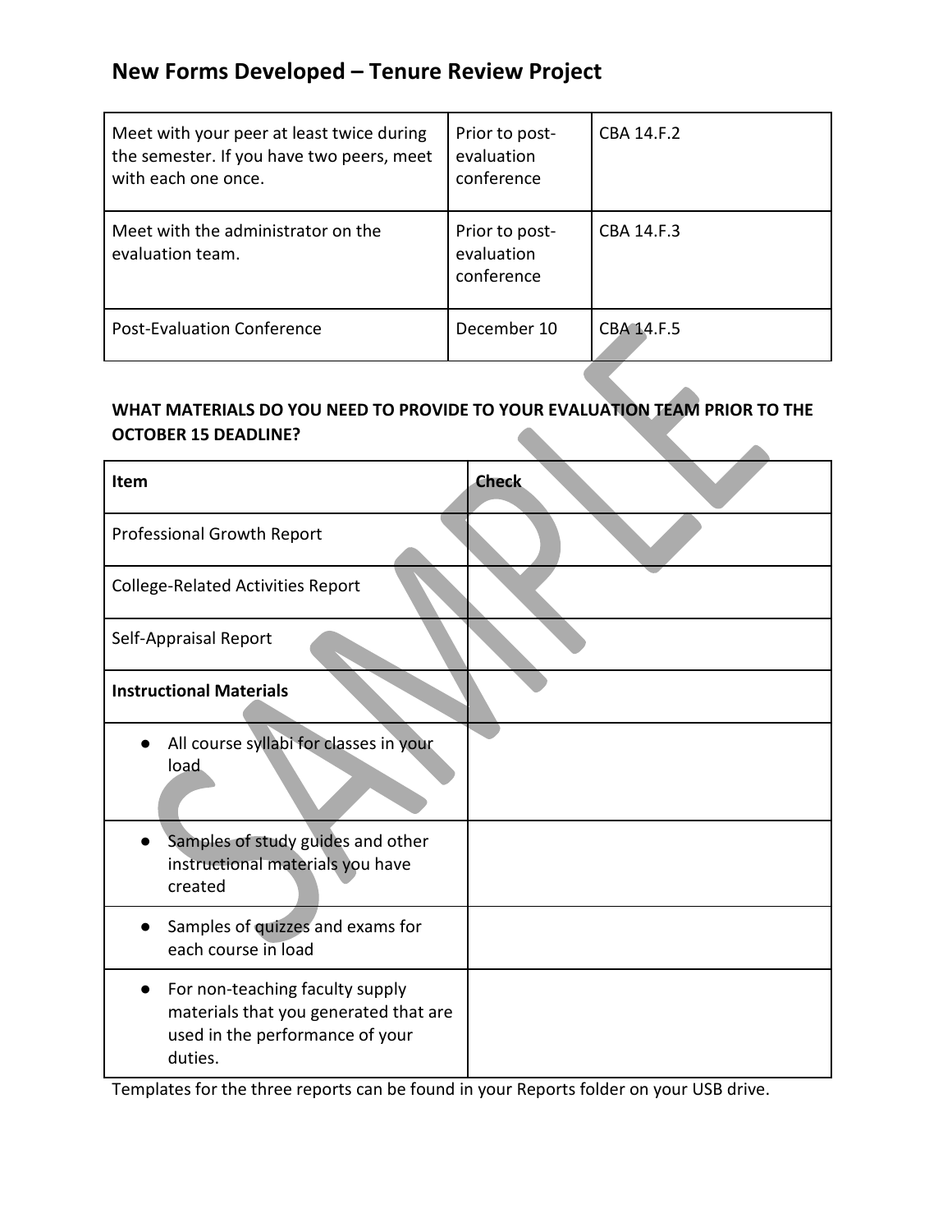## New Forms Developed – Tenure Review Project

| | | |
|---|---|---|
| Meet with your peer at least twice during the semester. If you have two peers, meet with each one once. | Prior to post-evaluation conference | CBA 14.F.2 |
| Meet with the administrator on the evaluation team. | Prior to post-evaluation conference | CBA 14.F.3 |
| Post-Evaluation Conference | December 10 | CBA 14.F.5 |

**WHAT MATERIALS DO YOU NEED TO PROVIDE TO YOUR EVALUATION TEAM PRIOR TO THE OCTOBER 15 DEADLINE?**

| Item | Check |
|---|---|
| Professional Growth Report | |
| College-Related Activities Report | |
| Self-Appraisal Report | |
| **Instructional Materials** | |
| ● All course syllabi for classes in your load | |
| ● Samples of study guides and other instructional materials you have created | |
| ● Samples of quizzes and exams for each course in load | |
| ● For non-teaching faculty supply materials that you generated that are used in the performance of your duties. | |

Templates for the three reports can be found in your Reports folder on your USB drive.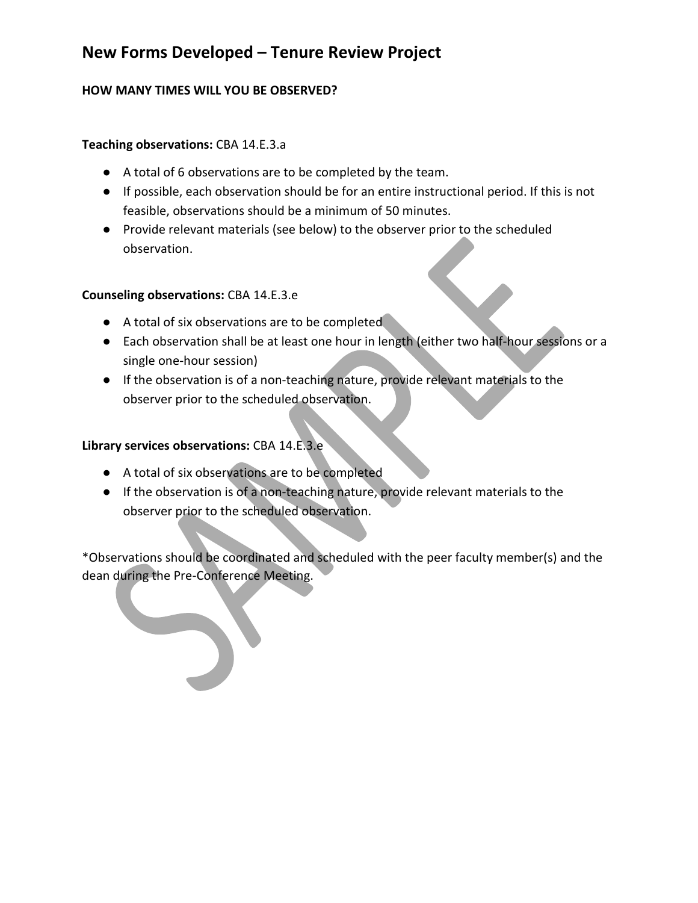# New Forms Developed – Tenure Review Project

**HOW MANY TIMES WILL YOU BE OBSERVED?**

**Teaching observations:** CBA 14.E.3.a

- A total of 6 observations are to be completed by the team.
- If possible, each observation should be for an entire instructional period. If this is not feasible, observations should be a minimum of 50 minutes.
- Provide relevant materials (see below) to the observer prior to the scheduled observation.

**Counseling observations:** CBA 14.E.3.e

- A total of six observations are to be completed
- Each observation shall be at least one hour in length (either two half-hour sessions or a single one-hour session)
- If the observation is of a non-teaching nature, provide relevant materials to the observer prior to the scheduled observation.

**Library services observations:** CBA 14.E.3.e

- A total of six observations are to be completed
- If the observation is of a non-teaching nature, provide relevant materials to the observer prior to the scheduled observation.

*Observations should be coordinated and scheduled with the peer faculty member(s) and the dean during the Pre-Conference Meeting.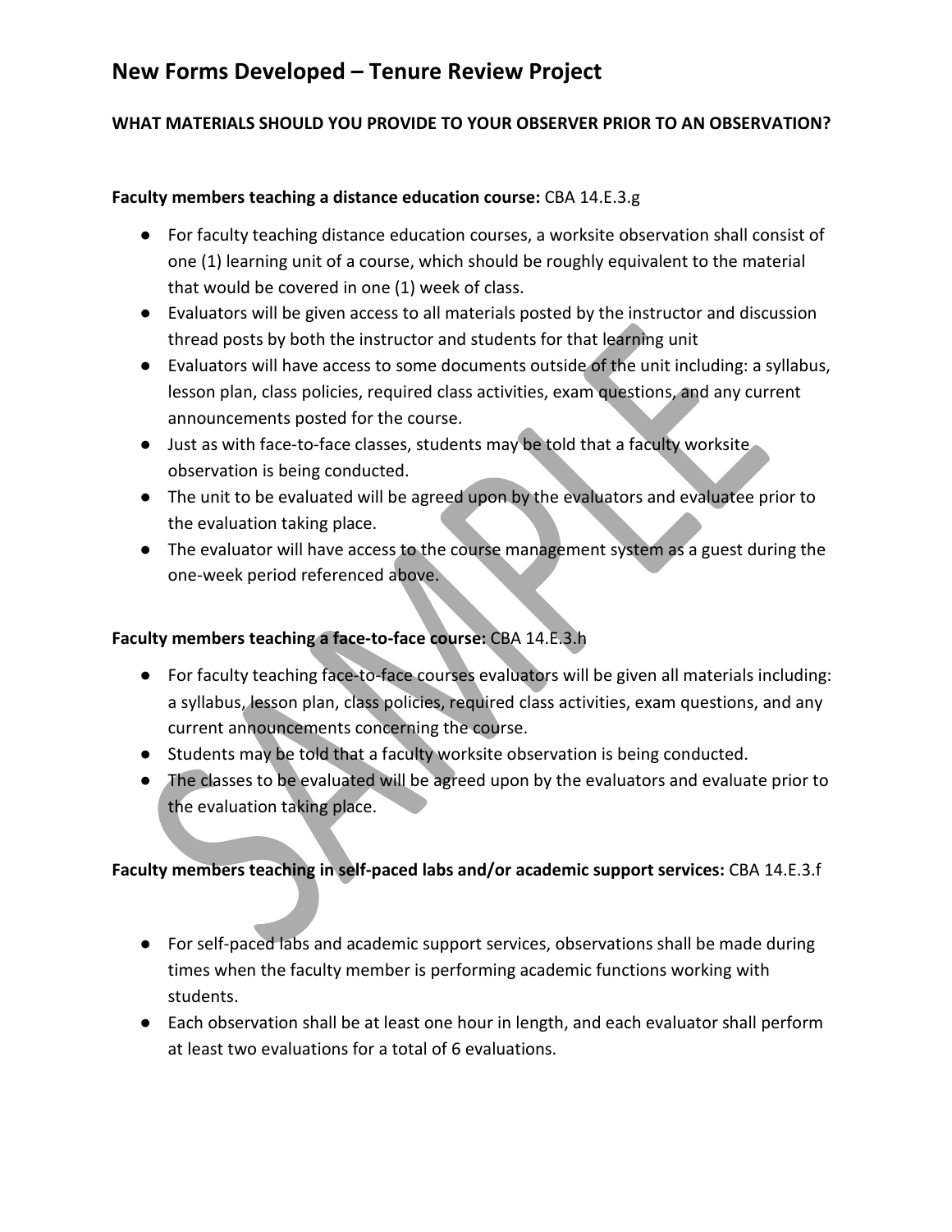# New Forms Developed – Tenure Review Project

**WHAT MATERIALS SHOULD YOU PROVIDE TO YOUR OBSERVER PRIOR TO AN OBSERVATION?**

**Faculty members teaching a distance education course:** CBA 14.E.3.g

- For faculty teaching distance education courses, a worksite observation shall consist of one (1) learning unit of a course, which should be roughly equivalent to the material that would be covered in one (1) week of class.
- Evaluators will be given access to all materials posted by the instructor and discussion thread posts by both the instructor and students for that learning unit
- Evaluators will have access to some documents outside of the unit including: a syllabus, lesson plan, class policies, required class activities, exam questions, and any current announcements posted for the course.
- Just as with face-to-face classes, students may be told that a faculty worksite observation is being conducted.
- The unit to be evaluated will be agreed upon by the evaluators and evaluatee prior to the evaluation taking place.
- The evaluator will have access to the course management system as a guest during the one-week period referenced above.

**Faculty members teaching a face-to-face course:** CBA 14.E.3.h

- For faculty teaching face-to-face courses evaluators will be given all materials including: a syllabus, lesson plan, class policies, required class activities, exam questions, and any current announcements concerning the course.
- Students may be told that a faculty worksite observation is being conducted.
- The classes to be evaluated will be agreed upon by the evaluators and evaluate prior to the evaluation taking place.

**Faculty members teaching in self-paced labs and/or academic support services:** CBA 14.E.3.f

- For self-paced labs and academic support services, observations shall be made during times when the faculty member is performing academic functions working with students.
- Each observation shall be at least one hour in length, and each evaluator shall perform at least two evaluations for a total of 6 evaluations.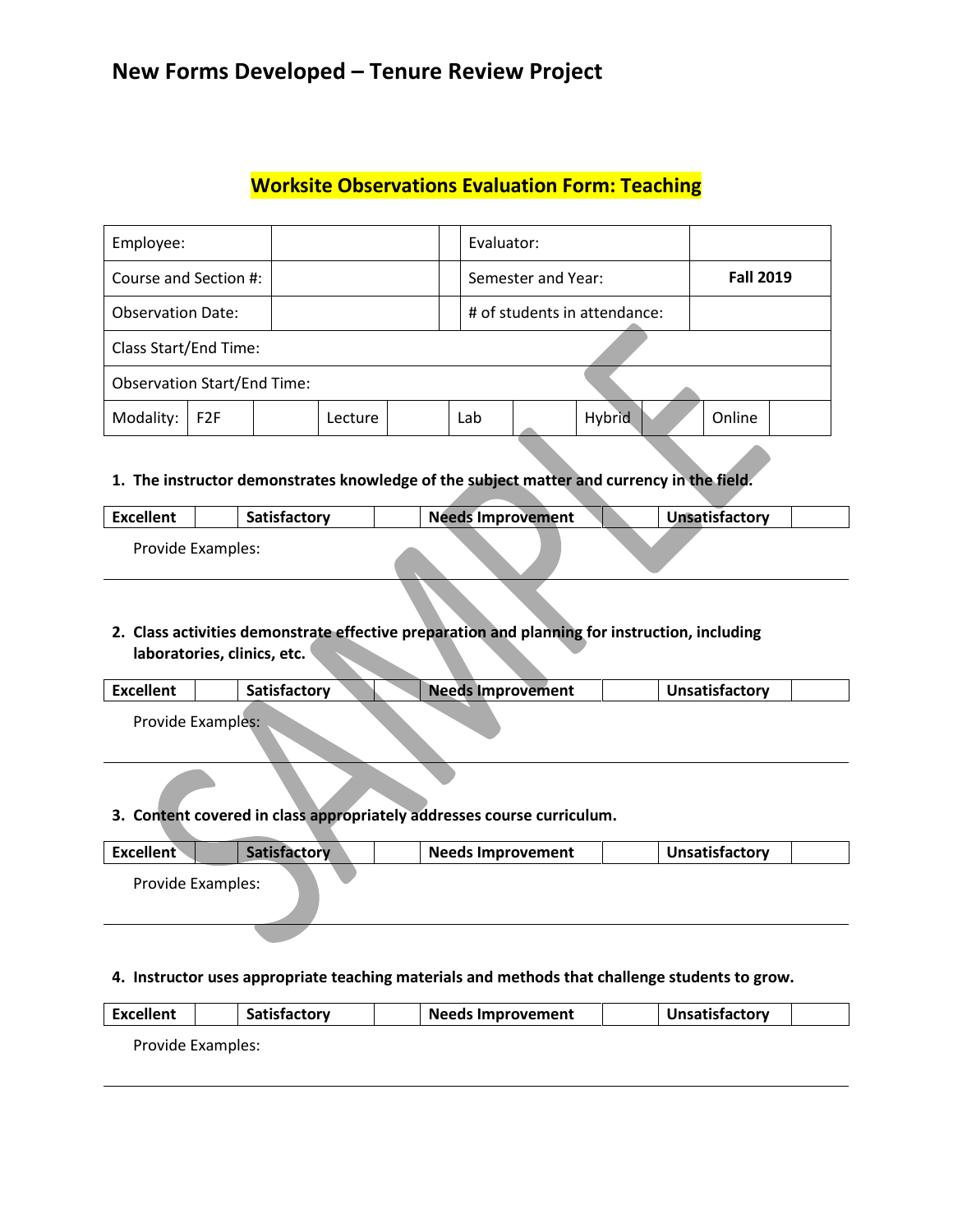# New Forms Developed – Tenure Review Project

## Worksite Observations Evaluation Form: Teaching

| Employee: | | | Evaluator: | |
|---|---|---|---|---|
| Course and Section #: | | | Semester and Year: | **Fall 2019** |
| Observation Date: | | | # of students in attendance: | |
| Class Start/End Time: | | | | |
| Observation Start/End Time: | | | | |

| Modality: | F2F | | Lecture | | Lab | | Hybrid | | Online | |
|---|---|---|---|---|---|---|---|---|---|---|

**1. The instructor demonstrates knowledge of the subject matter and currency in the field.**

| **Excellent** | | **Satisfactory** | | **Needs Improvement** | | **Unsatisfactory** | |
|---|---|---|---|---|---|---|---|

Provide Examples:

---

**2. Class activities demonstrate effective preparation and planning for instruction, including laboratories, clinics, etc.**

| **Excellent** | | **Satisfactory** | | **Needs Improvement** | | **Unsatisfactory** | |
|---|---|---|---|---|---|---|---|

Provide Examples:

---

**3. Content covered in class appropriately addresses course curriculum.**

| **Excellent** | | **Satisfactory** | | **Needs Improvement** | | **Unsatisfactory** | |
|---|---|---|---|---|---|---|---|

Provide Examples:

---

**4. Instructor uses appropriate teaching materials and methods that challenge students to grow.**

| **Excellent** | | **Satisfactory** | | **Needs Improvement** | | **Unsatisfactory** | |
|---|---|---|---|---|---|---|---|

Provide Examples:

---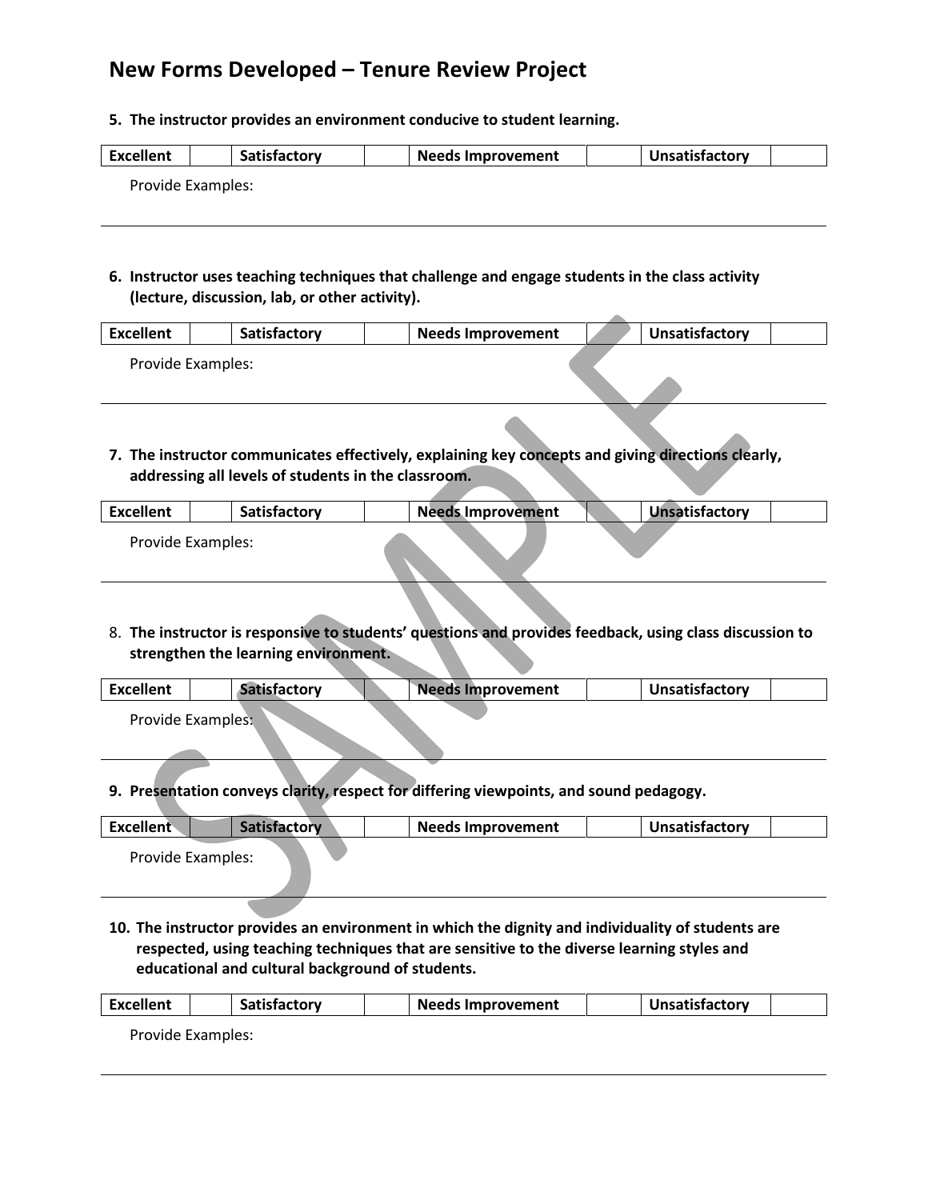# New Forms Developed – Tenure Review Project

**5. The instructor provides an environment conducive to student learning.**

| Excellent | | Satisfactory | | Needs Improvement | | Unsatisfactory | |
|---|---|---|---|---|---|---|---|

Provide Examples:

---

**6. Instructor uses teaching techniques that challenge and engage students in the class activity (lecture, discussion, lab, or other activity).**

| Excellent | | Satisfactory | | Needs Improvement | | Unsatisfactory | |
|---|---|---|---|---|---|---|---|

Provide Examples:

---

**7. The instructor communicates effectively, explaining key concepts and giving directions clearly, addressing all levels of students in the classroom.**

| Excellent | | Satisfactory | | Needs Improvement | | Unsatisfactory | |
|---|---|---|---|---|---|---|---|

Provide Examples:

---

8. **The instructor is responsive to students' questions and provides feedback, using class discussion to strengthen the learning environment.**

| Excellent | | Satisfactory | | Needs Improvement | | Unsatisfactory | |
|---|---|---|---|---|---|---|---|

Provide Examples:

---

**9. Presentation conveys clarity, respect for differing viewpoints, and sound pedagogy.**

| Excellent | | Satisfactory | | Needs Improvement | | Unsatisfactory | |
|---|---|---|---|---|---|---|---|

Provide Examples:

---

**10. The instructor provides an environment in which the dignity and individuality of students are respected, using teaching techniques that are sensitive to the diverse learning styles and educational and cultural background of students.**

| Excellent | | Satisfactory | | Needs Improvement | | Unsatisfactory | |
|---|---|---|---|---|---|---|---|

Provide Examples:

---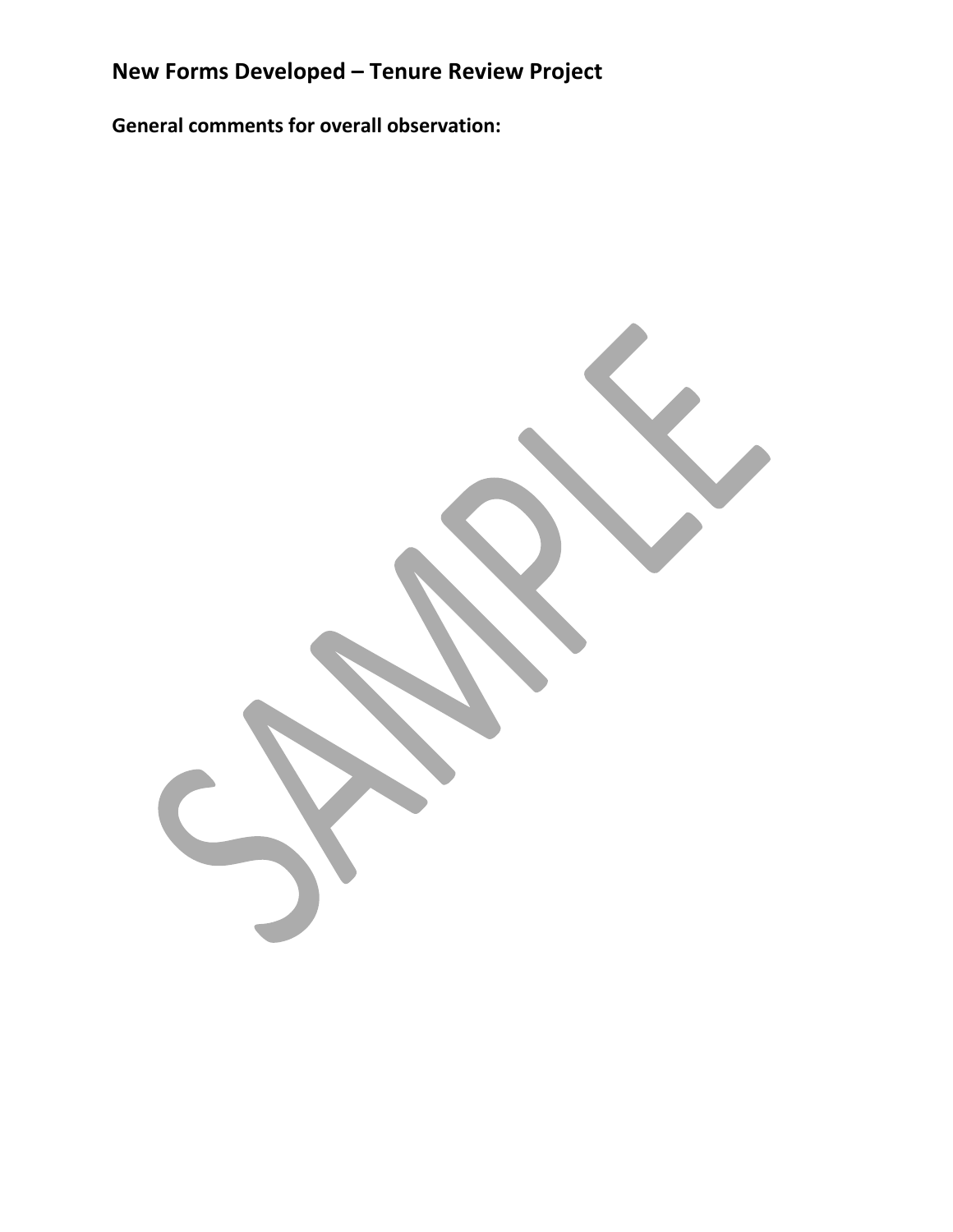## New Forms Developed – Tenure Review Project

**General comments for overall observation:**